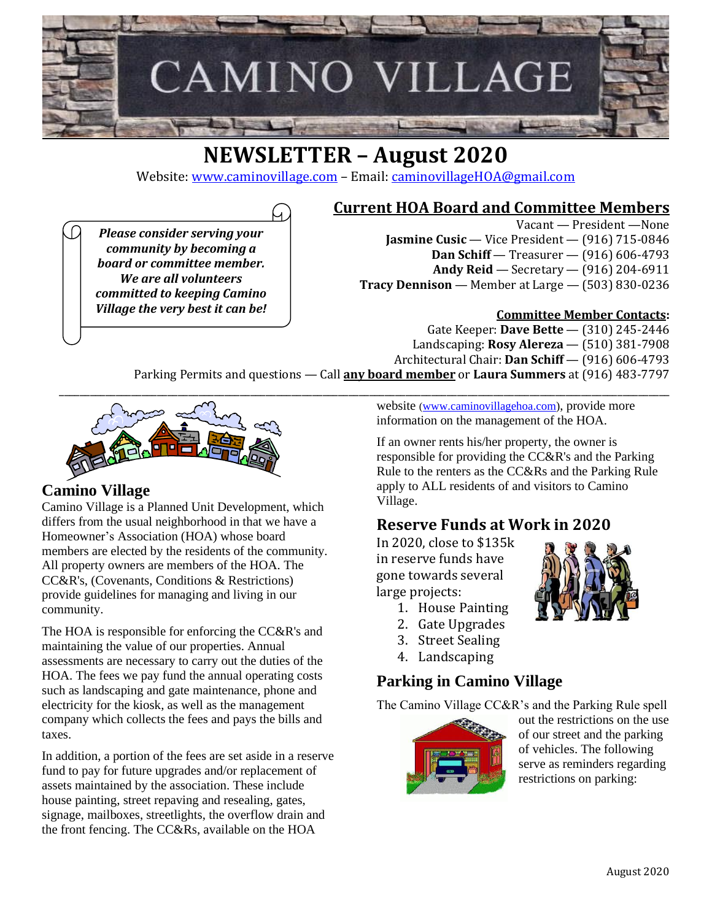# NEWSLETTER – August 2020

Website: www.caminovillage.com – Email: caminovillageHOA@gmail.com

*Please consider serving your community by becoming a board or committee member. We are all volunteers committed to keeping Camino Village the very best it can be!*

## Current HOA Board and Committee Members

Vacant — President —None
**Jasmine Cusic** — Vice President — (916) 715-0846
**Dan Schiff** — Treasurer — (916) 606-4793
**Andy Reid** — Secretary — (916) 204-6911
**Tracy Dennison** — Member at Large — (503) 830-0236

**Committee Member Contacts:**

Gate Keeper: **Dave Bette** — (310) 245-2446
Landscaping: **Rosy Alereza** — (510) 381-7908
Architectural Chair: **Dan Schiff** — (916) 606-4793
Parking Permits and questions — Call **any board member** or **Laura Summers** at (916) 483-7797

## Camino Village

Camino Village is a Planned Unit Development, which differs from the usual neighborhood in that we have a Homeowner's Association (HOA) whose board members are elected by the residents of the community. All property owners are members of the HOA. The CC&R's, (Covenants, Conditions & Restrictions) provide guidelines for managing and living in our community.

The HOA is responsible for enforcing the CC&R's and maintaining the value of our properties. Annual assessments are necessary to carry out the duties of the HOA. The fees we pay fund the annual operating costs such as landscaping and gate maintenance, phone and electricity for the kiosk, as well as the management company which collects the fees and pays the bills and taxes.

In addition, a portion of the fees are set aside in a reserve fund to pay for future upgrades and/or replacement of assets maintained by the association. These include house painting, street repaving and resealing, gates, signage, mailboxes, streetlights, the overflow drain and the front fencing. The CC&Rs, available on the HOA website (www.caminovillagehoa.com), provide more information on the management of the HOA.

If an owner rents his/her property, the owner is responsible for providing the CC&R's and the Parking Rule to the renters as the CC&Rs and the Parking Rule apply to ALL residents of and visitors to Camino Village.

## Reserve Funds at Work in 2020

In 2020, close to $135k in reserve funds have gone towards several large projects:

1. House Painting
2. Gate Upgrades
3. Street Sealing
4. Landscaping

## Parking in Camino Village

The Camino Village CC&R's and the Parking Rule spell out the restrictions on the use of our street and the parking of vehicles. The following serve as reminders regarding restrictions on parking: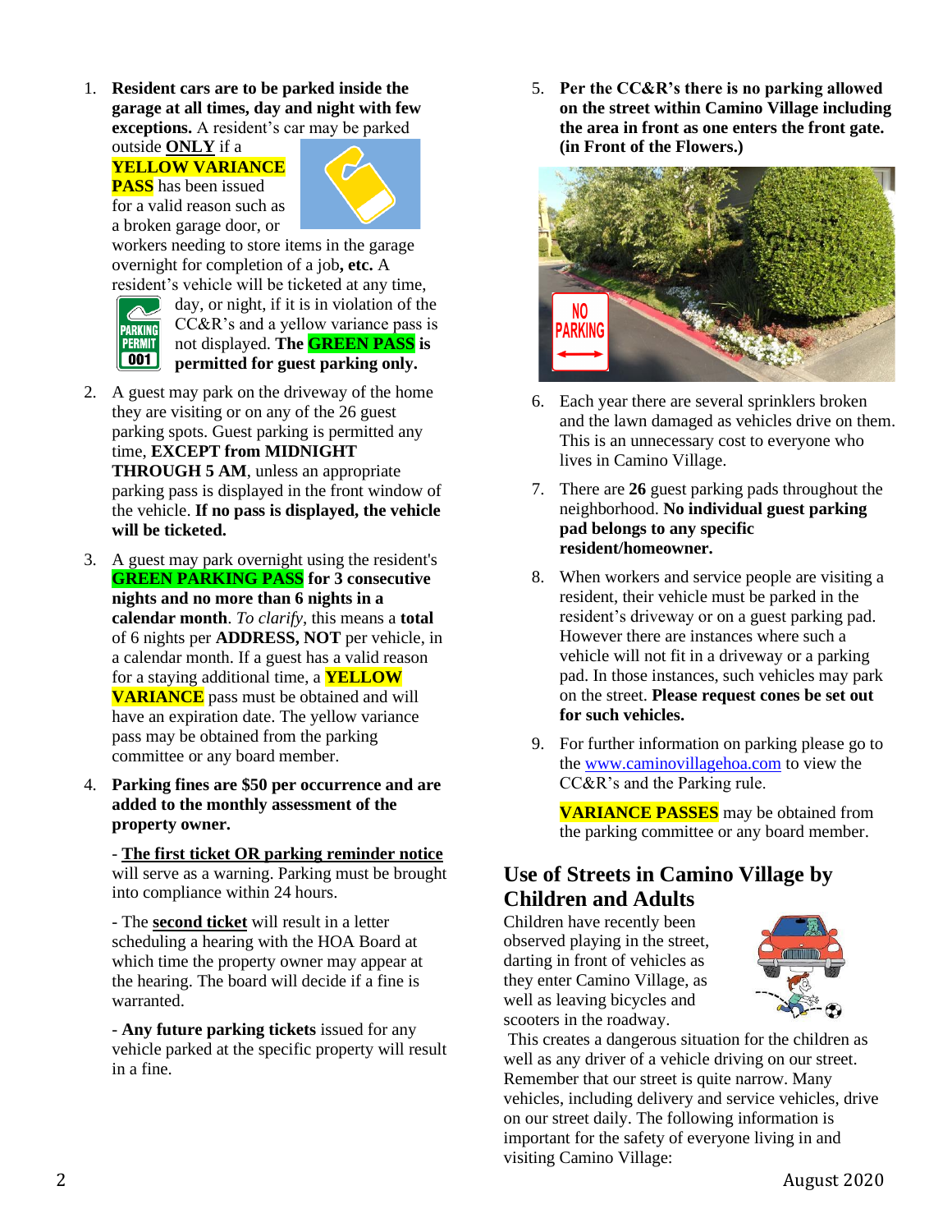1. **Resident cars are to be parked inside the garage at all times, day and night with few exceptions.** A resident's car may be parked outside **ONLY** if a **YELLOW VARIANCE PASS** has been issued for a valid reason such as a broken garage door, or workers needing to store items in the garage overnight for completion of a job**, etc.** A resident's vehicle will be ticketed at any time, day, or night, if it is in violation of the CC&R's and a yellow variance pass is not displayed. **The GREEN PASS is permitted for guest parking only.**

2. A guest may park on the driveway of the home they are visiting or on any of the 26 guest parking spots. Guest parking is permitted any time, **EXCEPT from MIDNIGHT THROUGH 5 AM**, unless an appropriate parking pass is displayed in the front window of the vehicle. **If no pass is displayed, the vehicle will be ticketed.**

3. A guest may park overnight using the resident's **GREEN PARKING PASS for 3 consecutive nights and no more than 6 nights in a calendar month**. *To clarify*, this means a **total** of 6 nights per **ADDRESS, NOT** per vehicle, in a calendar month. If a guest has a valid reason for a staying additional time, a **YELLOW VARIANCE** pass must be obtained and will have an expiration date. The yellow variance pass may be obtained from the parking committee or any board member.

4. **Parking fines are $50 per occurrence and are added to the monthly assessment of the property owner.**

   - **The first ticket OR parking reminder notice** will serve as a warning. Parking must be brought into compliance within 24 hours.

   - The **second ticket** will result in a letter scheduling a hearing with the HOA Board at which time the property owner may appear at the hearing. The board will decide if a fine is warranted.

   - **Any future parking tickets** issued for any vehicle parked at the specific property will result in a fine.

5. **Per the CC&R's there is no parking allowed on the street within Camino Village including the area in front as one enters the front gate. (in Front of the Flowers.)**

6. Each year there are several sprinklers broken and the lawn damaged as vehicles drive on them. This is an unnecessary cost to everyone who lives in Camino Village.

7. There are **26** guest parking pads throughout the neighborhood. **No individual guest parking pad belongs to any specific resident/homeowner.**

8. When workers and service people are visiting a resident, their vehicle must be parked in the resident's driveway or on a guest parking pad. However there are instances where such a vehicle will not fit in a driveway or a parking pad. In those instances, such vehicles may park on the street. **Please request cones be set out for such vehicles.**

9. For further information on parking please go to the www.caminovillagehoa.com to view the CC&R's and the Parking rule.

   **VARIANCE PASSES** may be obtained from the parking committee or any board member.

## Use of Streets in Camino Village by Children and Adults

Children have recently been observed playing in the street, darting in front of vehicles as they enter Camino Village, as well as leaving bicycles and scooters in the roadway.

This creates a dangerous situation for the children as well as any driver of a vehicle driving on our street. Remember that our street is quite narrow. Many vehicles, including delivery and service vehicles, drive on our street daily. The following information is important for the safety of everyone living in and visiting Camino Village: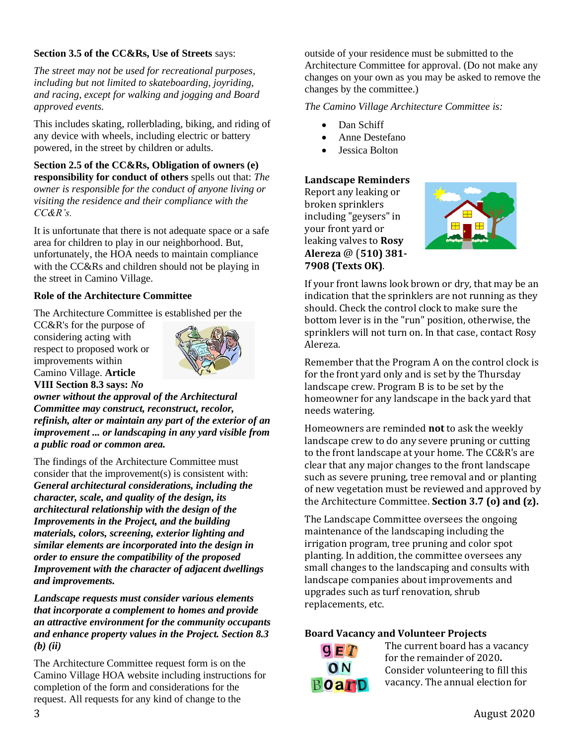**Section 3.5 of the CC&Rs, Use of Streets** says:

*The street may not be used for recreational purposes, including but not limited to skateboarding, joyriding, and racing, except for walking and jogging and Board approved events.*

This includes skating, rollerblading, biking, and riding of any device with wheels, including electric or battery powered, in the street by children or adults.

**Section 2.5 of the CC&Rs, Obligation of owners (e) responsibility for conduct of others** spells out that: *The owner is responsible for the conduct of anyone living or visiting the residence and their compliance with the CC&R's.*

It is unfortunate that there is not adequate space or a safe area for children to play in our neighborhood. But, unfortunately, the HOA needs to maintain compliance with the CC&Rs and children should not be playing in the street in Camino Village.

**Role of the Architecture Committee**

The Architecture Committee is established per the CC&R's for the purpose of considering acting with respect to proposed work or improvements within Camino Village. **Article VIII Section 8.3 says:** ***No owner without the approval of the Architectural Committee may construct, reconstruct, recolor, refinish, alter or maintain any part of the exterior of an improvement ... or landscaping in any yard visible from a public road or common area.***

The findings of the Architecture Committee must consider that the improvement(s) is consistent with: ***General architectural considerations, including the character, scale, and quality of the design, its architectural relationship with the design of the Improvements in the Project, and the building materials, colors, screening, exterior lighting and similar elements are incorporated into the design in order to ensure the compatibility of the proposed Improvement with the character of adjacent dwellings and improvements.***

***Landscape requests must consider various elements that incorporate a complement to homes and provide an attractive environment for the community occupants and enhance property values in the Project. Section 8.3 (b) (ii)***

The Architecture Committee request form is on the Camino Village HOA website including instructions for completion of the form and considerations for the request. All requests for any kind of change to the outside of your residence must be submitted to the Architecture Committee for approval. (Do not make any changes on your own as you may be asked to remove the changes by the committee.)

*The Camino Village Architecture Committee is:*

- Dan Schiff
- Anne Destefano
- Jessica Bolton

**Landscape Reminders**

Report any leaking or broken sprinklers including "geysers" in your front yard or leaking valves to **Rosy Alereza @ (510) 381-7908 (Texts OK)**.

If your front lawns look brown or dry, that may be an indication that the sprinklers are not running as they should. Check the control clock to make sure the bottom lever is in the "run" position, otherwise, the sprinklers will not turn on. In that case, contact Rosy Alereza.

Remember that the Program A on the control clock is for the front yard only and is set by the Thursday landscape crew. Program B is to be set by the homeowner for any landscape in the back yard that needs watering.

Homeowners are reminded **not** to ask the weekly landscape crew to do any severe pruning or cutting to the front landscape at your home. The CC&R's are clear that any major changes to the front landscape such as severe pruning, tree removal and or planting of new vegetation must be reviewed and approved by the Architecture Committee. **Section 3.7 (o) and (z).**

The Landscape Committee oversees the ongoing maintenance of the landscaping including the irrigation program, tree pruning and color spot planting. In addition, the committee oversees any small changes to the landscaping and consults with landscape companies about improvements and upgrades such as turf renovation, shrub replacements, etc.

**Board Vacancy and Volunteer Projects**

The current board has a vacancy for the remainder of 2020**.** Consider volunteering to fill this vacancy. The annual election for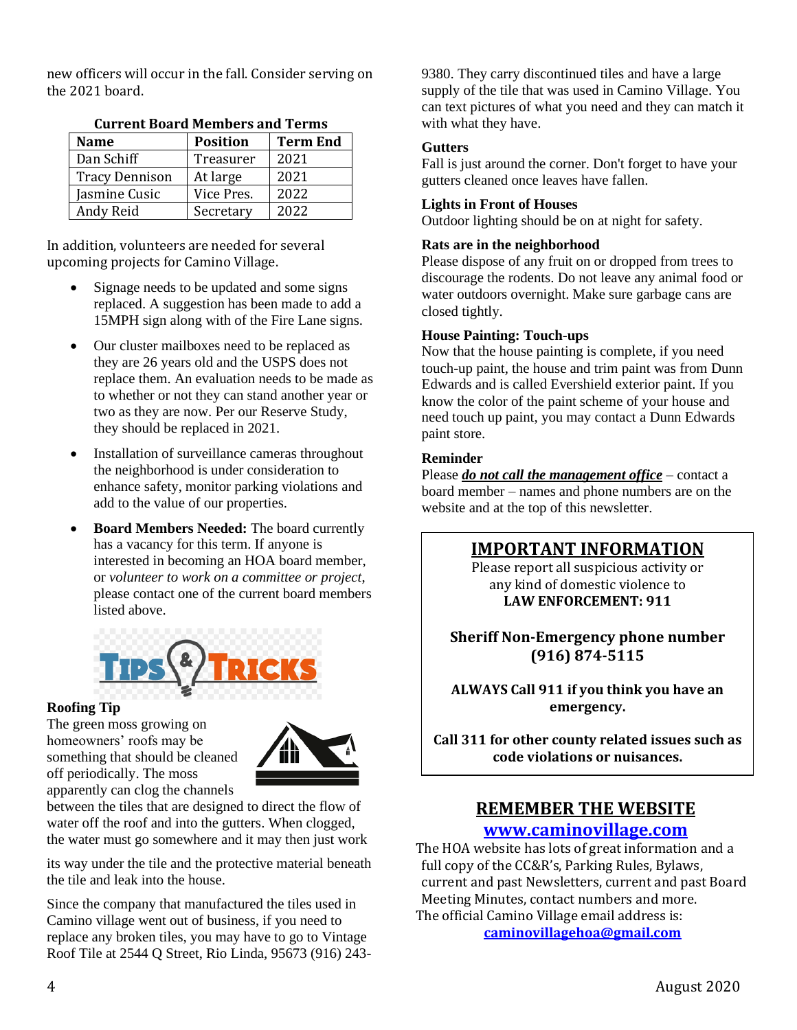new officers will occur in the fall. Consider serving on the 2021 board.

**Current Board Members and Terms**

| Name | Position | Term End |
|---|---|---|
| Dan Schiff | Treasurer | 2021 |
| Tracy Dennison | At large | 2021 |
| Jasmine Cusic | Vice Pres. | 2022 |
| Andy Reid | Secretary | 2022 |

In addition, volunteers are needed for several upcoming projects for Camino Village.

- Signage needs to be updated and some signs replaced. A suggestion has been made to add a 15MPH sign along with of the Fire Lane signs.
- Our cluster mailboxes need to be replaced as they are 26 years old and the USPS does not replace them. An evaluation needs to be made as to whether or not they can stand another year or two as they are now. Per our Reserve Study, they should be replaced in 2021.
- Installation of surveillance cameras throughout the neighborhood is under consideration to enhance safety, monitor parking violations and add to the value of our properties.
- **Board Members Needed:** The board currently has a vacancy for this term. If anyone is interested in becoming an HOA board member, or *volunteer to work on a committee or project*, please contact one of the current board members listed above.

**Roofing Tip**
The green moss growing on homeowners' roofs may be something that should be cleaned off periodically. The moss apparently can clog the channels between the tiles that are designed to direct the flow of water off the roof and into the gutters. When clogged, the water must go somewhere and it may then just work its way under the tile and the protective material beneath the tile and leak into the house.

Since the company that manufactured the tiles used in Camino village went out of business, if you need to replace any broken tiles, you may have to go to Vintage Roof Tile at 2544 Q Street, Rio Linda, 95673 (916) 243-9380. They carry discontinued tiles and have a large supply of the tile that was used in Camino Village. You can text pictures of what you need and they can match it with what they have.

**Gutters**
Fall is just around the corner. Don't forget to have your gutters cleaned once leaves have fallen.

**Lights in Front of Houses**
Outdoor lighting should be on at night for safety.

**Rats are in the neighborhood**
Please dispose of any fruit on or dropped from trees to discourage the rodents. Do not leave any animal food or water outdoors overnight. Make sure garbage cans are closed tightly.

**House Painting: Touch-ups**
Now that the house painting is complete, if you need touch-up paint, the house and trim paint was from Dunn Edwards and is called Evershield exterior paint. If you know the color of the paint scheme of your house and need touch up paint, you may contact a Dunn Edwards paint store.

**Reminder**
Please ***do not call the management office*** – contact a board member – names and phone numbers are on the website and at the top of this newsletter.

## IMPORTANT INFORMATION

Please report all suspicious activity or any kind of domestic violence to
**LAW ENFORCEMENT: 911**

**Sheriff Non-Emergency phone number (916) 874-5115**

**ALWAYS Call 911 if you think you have an emergency.**

**Call 311 for other county related issues such as code violations or nuisances.**

## REMEMBER THE WEBSITE

**www.caminovillage.com**

The HOA website has lots of great information and a full copy of the CC&R's, Parking Rules, Bylaws, current and past Newsletters, current and past Board Meeting Minutes, contact numbers and more.
The official Camino Village email address is:
**caminovillagehoa@gmail.com**